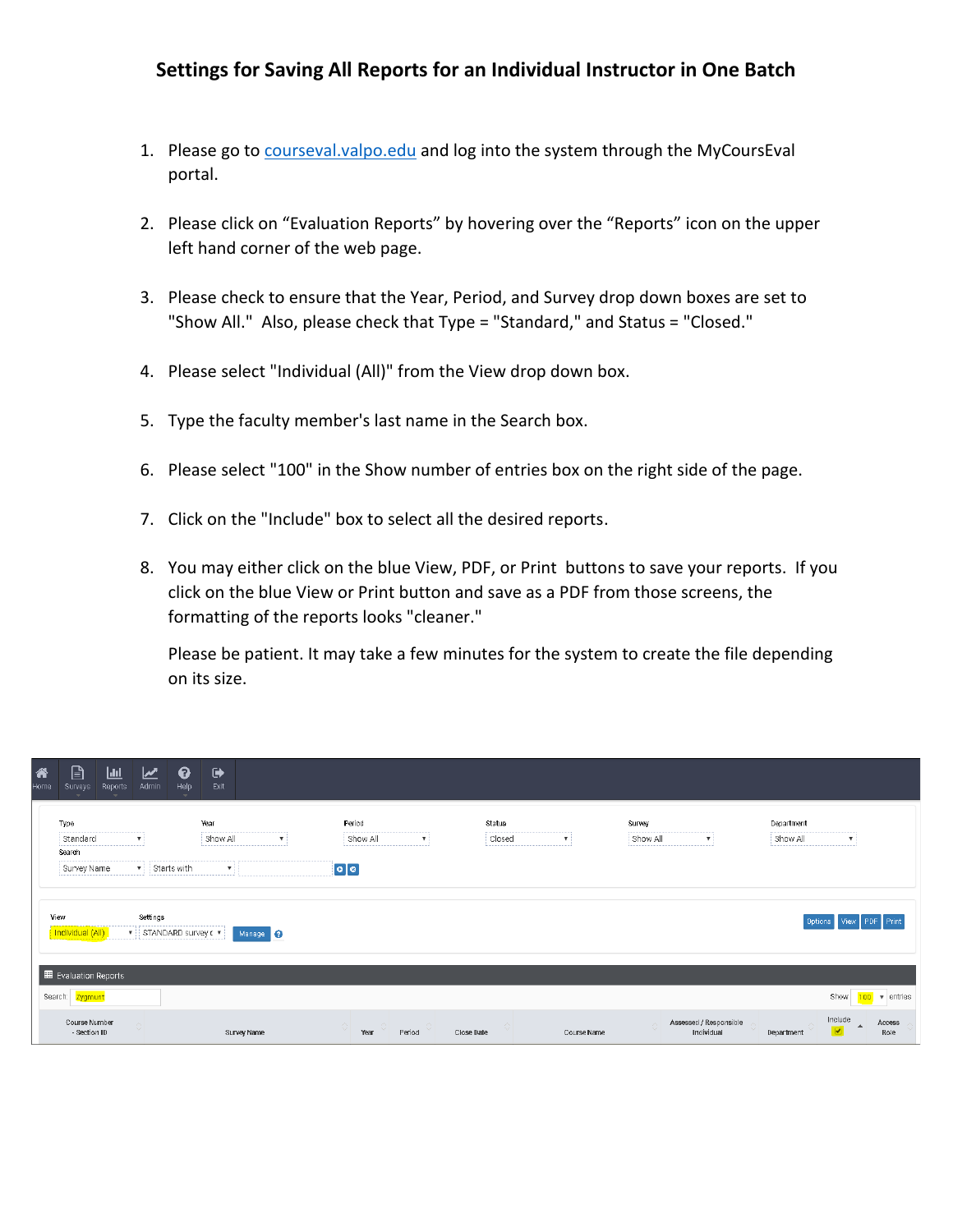# Settings for Saving All Reports for an Individual Instructor in One Batch

1. Please go to courseval.valpo.edu and log into the system through the MyCoursEval portal.

2. Please click on "Evaluation Reports" by hovering over the "Reports" icon on the upper left hand corner of the web page.

3. Please check to ensure that the Year, Period, and Survey drop down boxes are set to "Show All." Also, please check that Type = "Standard," and Status = "Closed."

4. Please select "Individual (All)" from the View drop down box.

5. Type the faculty member's last name in the Search box.

6. Please select "100" in the Show number of entries box on the right side of the page.

7. Click on the "Include" box to select all the desired reports.

8. You may either click on the blue View, PDF, or Print buttons to save your reports. If you click on the blue View or Print button and save as a PDF from those screens, the formatting of the reports looks "cleaner."

   Please be patient. It may take a few minutes for the system to create the file depending on its size.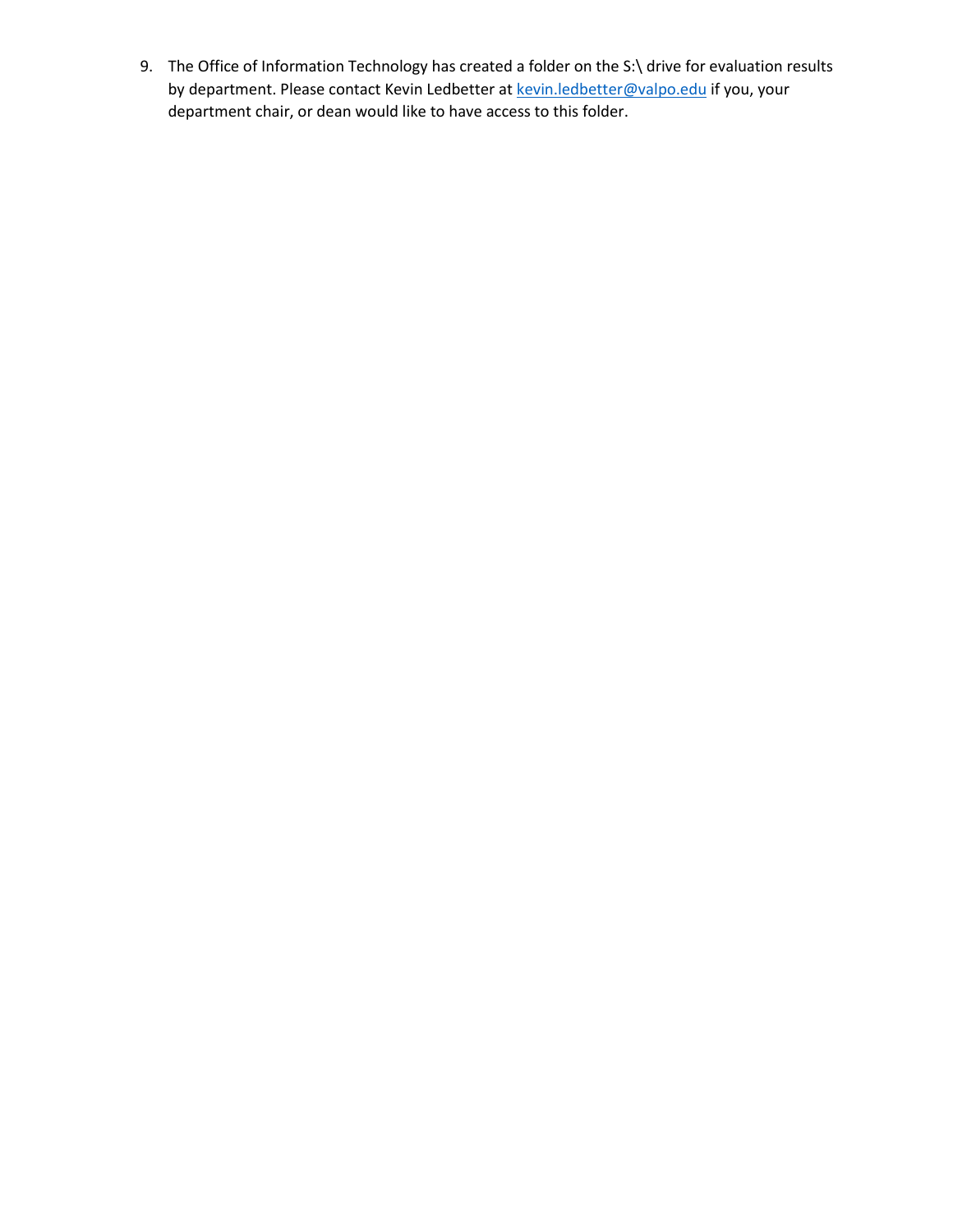9. The Office of Information Technology has created a folder on the S:\ drive for evaluation results by department. Please contact Kevin Ledbetter at kevin.ledbetter@valpo.edu if you, your department chair, or dean would like to have access to this folder.